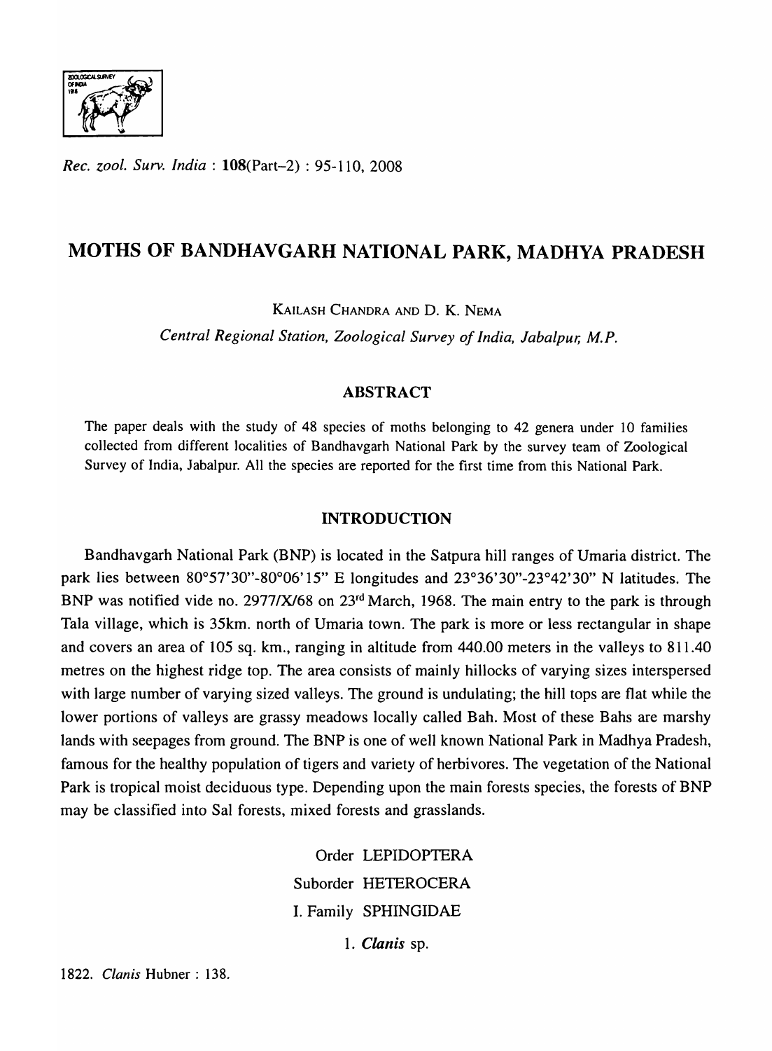*Rec. zool. Surv. India* : **108**(Part-2) : 95-110, 2008

# MOTHS OF BANDHAVGARH NATIONAL PARK, MADHYA PRADESH

KAILASH CHANDRA AND D. K. NEMA

*Central Regional Station, Zoological Survey of India, Jabalpur, M.P.*

## ABSTRACT

The paper deals with the study of 48 species of moths belonging to 42 genera under 10 families collected from different localities of Bandhavgarh National Park by the survey team of Zoological Survey of India, Jabalpur. All the species are reported for the first time from this National Park.

## INTRODUCTION

Bandhavgarh National Park (BNP) is located in the Satpura hill ranges of Umaria district. The park lies between 80°57'30"-80°06'15" E longitudes and 23°36'30"-23°42'30" N latitudes. The BNP was notified vide no. 2977/X/68 on 23rd March, 1968. The main entry to the park is through Tala village, which is 35km. north of Umaria town. The park is more or less rectangular in shape and covers an area of 105 sq. km., ranging in altitude from 440.00 meters in the valleys to 811.40 metres on the highest ridge top. The area consists of mainly hillocks of varying sizes interspersed with large number of varying sized valleys. The ground is undulating; the hill tops are flat while the lower portions of valleys are grassy meadows locally called Bah. Most of these Bahs are marshy lands with seepages from ground. The BNP is one of well known National Park in Madhya Pradesh, famous for the healthy population of tigers and variety of herbivores. The vegetation of the National Park is tropical moist deciduous type. Depending upon the main forests species, the forests of BNP may be classified into Sal forests, mixed forests and grasslands.

Order LEPIDOPTERA

Suborder HETEROCERA

I. Family SPHINGIDAE

1. ***Clanis*** sp.

1822. *Clanis* Hubner : 138.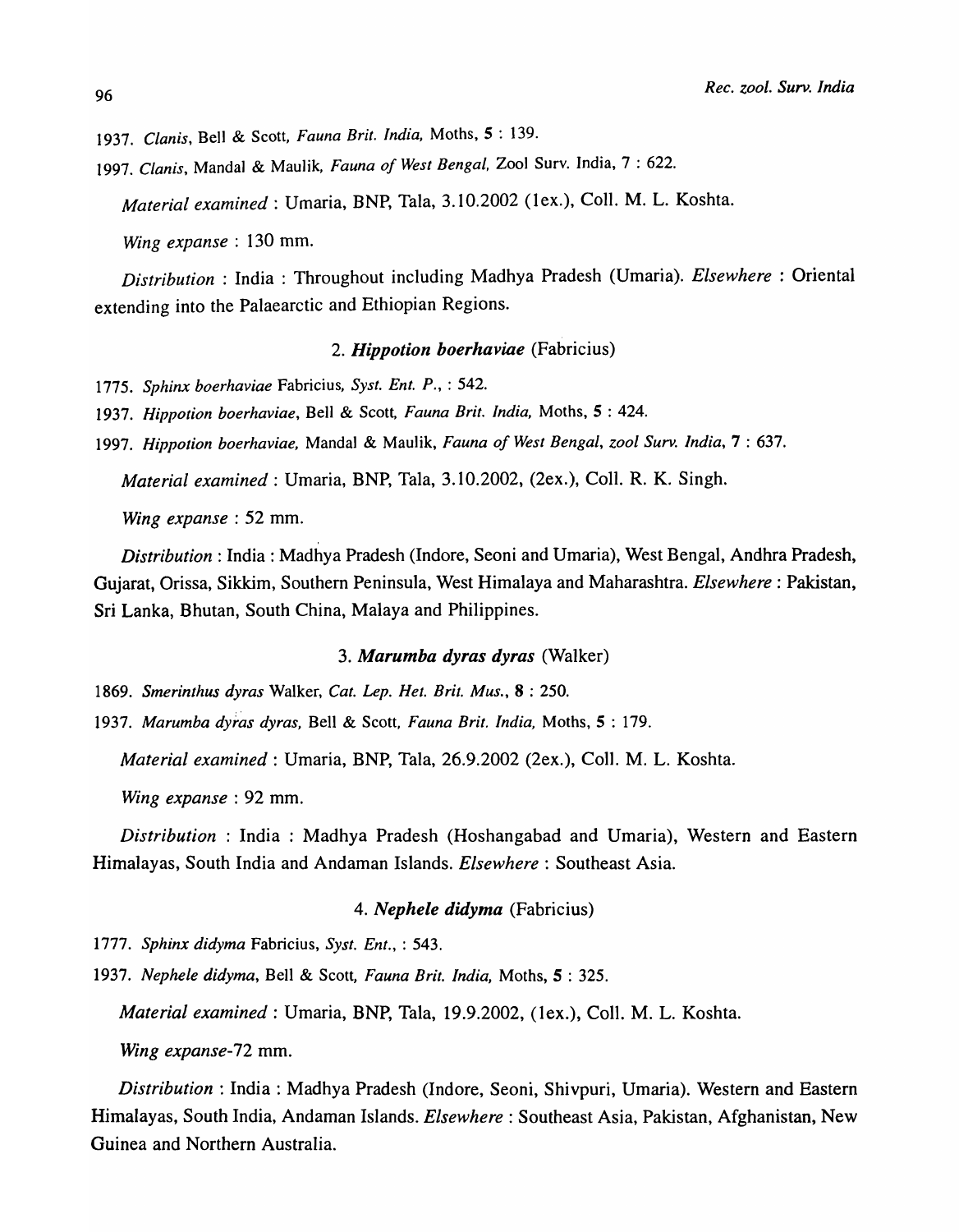1937. *Clanis*, Bell & Scott, *Fauna Brit. India*, Moths, **5** : 139.

1997. *Clanis*, Mandal & Maulik, *Fauna of West Bengal*, Zool Surv. India, 7 : 622.

*Material examined* : Umaria, BNP, Tala, 3.10.2002 (1ex.), Coll. M. L. Koshta.

*Wing expanse* : 130 mm.

*Distribution* : India : Throughout including Madhya Pradesh (Umaria). *Elsewhere* : Oriental extending into the Palaearctic and Ethiopian Regions.

### 2. ***Hippotion boerhaviae*** (Fabricius)

1775. *Sphinx boerhaviae* Fabricius, *Syst. Ent. P.*, : 542.

1937. *Hippotion boerhaviae*, Bell & Scott, *Fauna Brit. India*, Moths, **5** : 424.

1997. *Hippotion boerhaviae*, Mandal & Maulik, *Fauna of West Bengal*, *zool Surv. India*, **7** : 637.

*Material examined* : Umaria, BNP, Tala, 3.10.2002, (2ex.), Coll. R. K. Singh.

*Wing expanse* : 52 mm.

*Distribution* : India : Madhya Pradesh (Indore, Seoni and Umaria), West Bengal, Andhra Pradesh, Gujarat, Orissa, Sikkim, Southern Peninsula, West Himalaya and Maharashtra. *Elsewhere* : Pakistan, Sri Lanka, Bhutan, South China, Malaya and Philippines.

### 3. ***Marumba dyras dyras*** (Walker)

1869. *Smerinthus dyras* Walker, *Cat. Lep. Het. Brit. Mus.*, **8** : 250.

1937. *Marumba dyras dyras*, Bell & Scott, *Fauna Brit. India*, Moths, **5** : 179.

*Material examined* : Umaria, BNP, Tala, 26.9.2002 (2ex.), Coll. M. L. Koshta.

*Wing expanse* : 92 mm.

*Distribution* : India : Madhya Pradesh (Hoshangabad and Umaria), Western and Eastern Himalayas, South India and Andaman Islands. *Elsewhere* : Southeast Asia.

### 4. ***Nephele didyma*** (Fabricius)

1777. *Sphinx didyma* Fabricius, *Syst. Ent.*, : 543.

1937. *Nephele didyma*, Bell & Scott, *Fauna Brit. India*, Moths, **5** : 325.

*Material examined* : Umaria, BNP, Tala, 19.9.2002, (1ex.), Coll. M. L. Koshta.

*Wing expanse*-72 mm.

*Distribution* : India : Madhya Pradesh (Indore, Seoni, Shivpuri, Umaria). Western and Eastern Himalayas, South India, Andaman Islands. *Elsewhere* : Southeast Asia, Pakistan, Afghanistan, New Guinea and Northern Australia.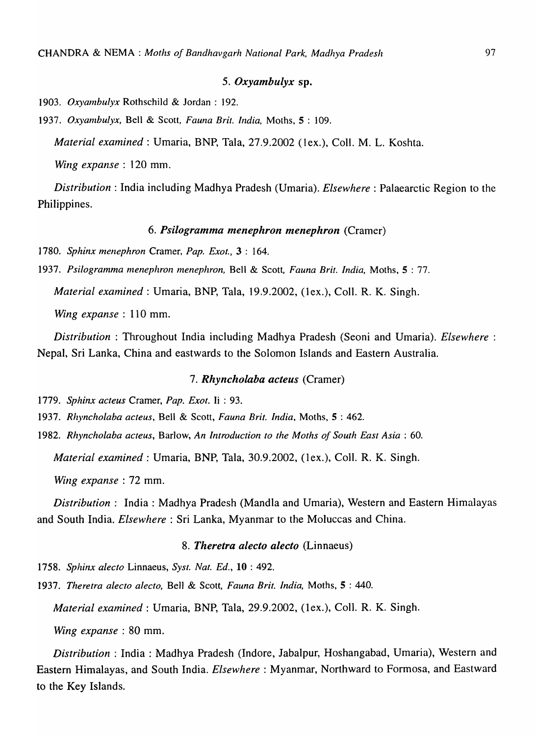### 5. *Oxyambulyx* sp.

1903. *Oxyambulyx* Rothschild & Jordan : 192.

1937. *Oxyambulyx*, Bell & Scott, *Fauna Brit. India*, Moths, **5** : 109.

*Material examined* : Umaria, BNP, Tala, 27.9.2002 (1ex.), Coll. M. L. Koshta.

*Wing expanse* : 120 mm.

*Distribution* : India including Madhya Pradesh (Umaria). *Elsewhere* : Palaearctic Region to the Philippines.

### 6. *Psilogramma menephron menephron* (Cramer)

1780. *Sphinx menephron* Cramer, *Pap. Exot.*, **3** : 164.

1937. *Psilogramma menephron menephron*, Bell & Scott, *Fauna Brit. India*, Moths, **5** : 77.

*Material examined* : Umaria, BNP, Tala, 19.9.2002, (1ex.), Coll. R. K. Singh.

*Wing expanse* : 110 mm.

*Distribution* : Throughout India including Madhya Pradesh (Seoni and Umaria). *Elsewhere* : Nepal, Sri Lanka, China and eastwards to the Solomon Islands and Eastern Australia.

### 7. *Rhyncholaba acteus* (Cramer)

1779. *Sphinx acteus* Cramer, *Pap. Exot.* Ii : 93.

1937. *Rhyncholaba acteus*, Bell & Scott, *Fauna Brit. India*, Moths, **5** : 462.

1982. *Rhyncholaba acteus*, Barlow, *An Introduction to the Moths of South East Asia* : 60.

*Material examined* : Umaria, BNP, Tala, 30.9.2002, (1ex.), Coll. R. K. Singh.

*Wing expanse* : 72 mm.

*Distribution* : India : Madhya Pradesh (Mandla and Umaria), Western and Eastern Himalayas and South India. *Elsewhere* : Sri Lanka, Myanmar to the Moluccas and China.

### 8. *Theretra alecto alecto* (Linnaeus)

1758. *Sphinx alecto* Linnaeus, *Syst. Nat. Ed.*, **10** : 492.

1937. *Theretra alecto alecto*, Bell & Scott, *Fauna Brit. India*, Moths, **5** : 440.

*Material examined* : Umaria, BNP, Tala, 29.9.2002, (1ex.), Coll. R. K. Singh.

*Wing expanse* : 80 mm.

*Distribution* : India : Madhya Pradesh (Indore, Jabalpur, Hoshangabad, Umaria), Western and Eastern Himalayas, and South India. *Elsewhere* : Myanmar, Northward to Formosa, and Eastward to the Key Islands.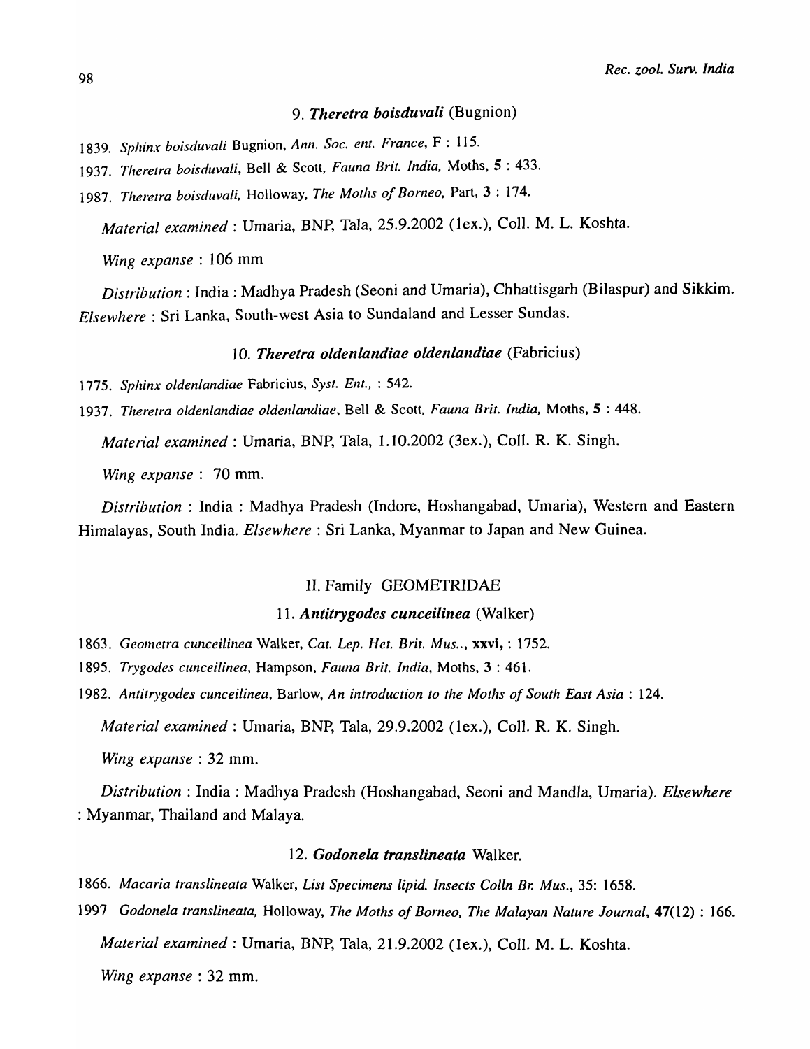### 9. *Theretra boisduvali* (Bugnion)

1839. *Sphinx boisduvali* Bugnion, *Ann. Soc. ent. France*, F : 115.

1937. *Theretra boisduvali*, Bell & Scott, *Fauna Brit. India*, Moths, **5** : 433.

1987. *Theretra boisduvali*, Holloway, *The Moths of Borneo*, Part, **3** : 174.

*Material examined* : Umaria, BNP, Tala, 25.9.2002 (1ex.), Coll. M. L. Koshta.

*Wing expanse* : 106 mm

*Distribution* : India : Madhya Pradesh (Seoni and Umaria), Chhattisgarh (Bilaspur) and Sikkim. *Elsewhere* : Sri Lanka, South-west Asia to Sundaland and Lesser Sundas.

### 10. *Theretra oldenlandiae oldenlandiae* (Fabricius)

1775. *Sphinx oldenlandiae* Fabricius, *Syst. Ent.*, : 542.

1937. *Theretra oldenlandiae oldenlandiae*, Bell & Scott, *Fauna Brit. India*, Moths, **5** : 448.

*Material examined* : Umaria, BNP, Tala, 1.10.2002 (3ex.), Coll. R. K. Singh.

*Wing expanse* : 70 mm.

*Distribution* : India : Madhya Pradesh (Indore, Hoshangabad, Umaria), Western and Eastern Himalayas, South India. *Elsewhere* : Sri Lanka, Myanmar to Japan and New Guinea.

## II. Family GEOMETRIDAE

### 11. *Antitrygodes cunceilinea* (Walker)

1863. *Geometra cunceilinea* Walker, *Cat. Lep. Het. Brit. Mus..*, **xxvi**, : 1752.

1895. *Trygodes cunceilinea*, Hampson, *Fauna Brit. India*, Moths, **3** : 461.

1982. *Antitrygodes cunceilinea*, Barlow, *An introduction to the Moths of South East Asia* : 124.

*Material examined* : Umaria, BNP, Tala, 29.9.2002 (1ex.), Coll. R. K. Singh.

*Wing expanse* : 32 mm.

*Distribution* : India : Madhya Pradesh (Hoshangabad, Seoni and Mandla, Umaria). *Elsewhere* : Myanmar, Thailand and Malaya.

### 12. *Godonela translineata* Walker.

1866. *Macaria translineata* Walker, *List Specimens lipid. Insects Colln Br. Mus.*, 35: 1658.

1997 *Godonela translineata*, Holloway, *The Moths of Borneo, The Malayan Nature Journal*, **47**(12) : 166.

*Material examined* : Umaria, BNP, Tala, 21.9.2002 (1ex.), Coll. M. L. Koshta.

*Wing expanse* : 32 mm.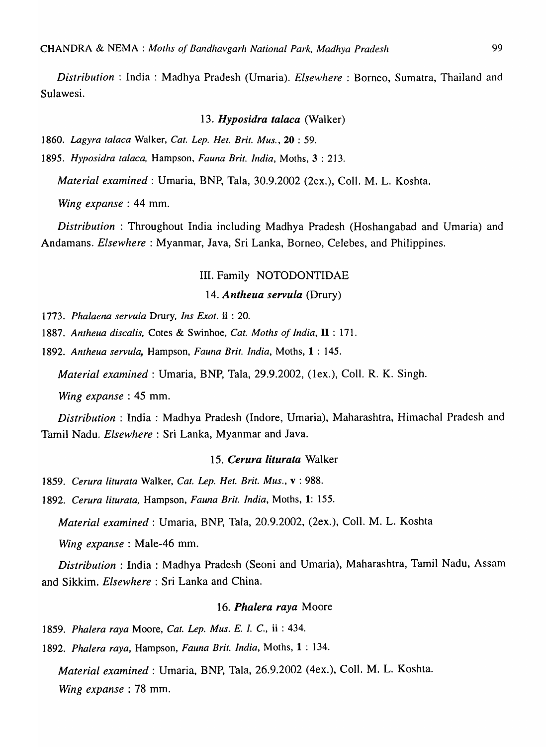*Distribution* : India : Madhya Pradesh (Umaria). *Elsewhere* : Borneo, Sumatra, Thailand and Sulawesi.

### 13. *Hyposidra talaca* (Walker)

1860. *Lagyra talaca* Walker, *Cat. Lep. Het. Brit. Mus.*, **20** : 59.

1895. *Hyposidra talaca*, Hampson, *Fauna Brit. India*, Moths, **3** : 213.

*Material examined* : Umaria, BNP, Tala, 30.9.2002 (2ex.), Coll. M. L. Koshta.

*Wing expanse* : 44 mm.

*Distribution* : Throughout India including Madhya Pradesh (Hoshangabad and Umaria) and Andamans. *Elsewhere* : Myanmar, Java, Sri Lanka, Borneo, Celebes, and Philippines.

## III. Family NOTODONTIDAE

### 14. *Antheua servula* (Drury)

1773. *Phalaena servula* Drury, *Ins Exot.* **ii** : 20.

1887. *Antheua discalis*, Cotes & Swinhoe, *Cat. Moths of India*, **II** : 171.

1892. *Antheua servula*, Hampson, *Fauna Brit. India*, Moths, **1** : 145.

*Material examined* : Umaria, BNP, Tala, 29.9.2002, (1ex.), Coll. R. K. Singh.

*Wing expanse* : 45 mm.

*Distribution* : India : Madhya Pradesh (Indore, Umaria), Maharashtra, Himachal Pradesh and Tamil Nadu. *Elsewhere* : Sri Lanka, Myanmar and Java.

### 15. *Cerura liturata* Walker

1859. *Cerura liturata* Walker, *Cat. Lep. Het. Brit. Mus.*, **v** : 988.

1892. *Cerura liturata*, Hampson, *Fauna Brit. India*, Moths, **1**: 155.

*Material examined* : Umaria, BNP, Tala, 20.9.2002, (2ex.), Coll. M. L. Koshta

*Wing expanse* : Male-46 mm.

*Distribution* : India : Madhya Pradesh (Seoni and Umaria), Maharashtra, Tamil Nadu, Assam and Sikkim. *Elsewhere* : Sri Lanka and China.

### 16. *Phalera raya* Moore

1859. *Phalera raya* Moore, *Cat. Lep. Mus. E. I. C.*, **ii** : 434.

1892. *Phalera raya*, Hampson, *Fauna Brit. India*, Moths, **1** : 134.

*Material examined* : Umaria, BNP, Tala, 26.9.2002 (4ex.), Coll. M. L. Koshta.

*Wing expanse* : 78 mm.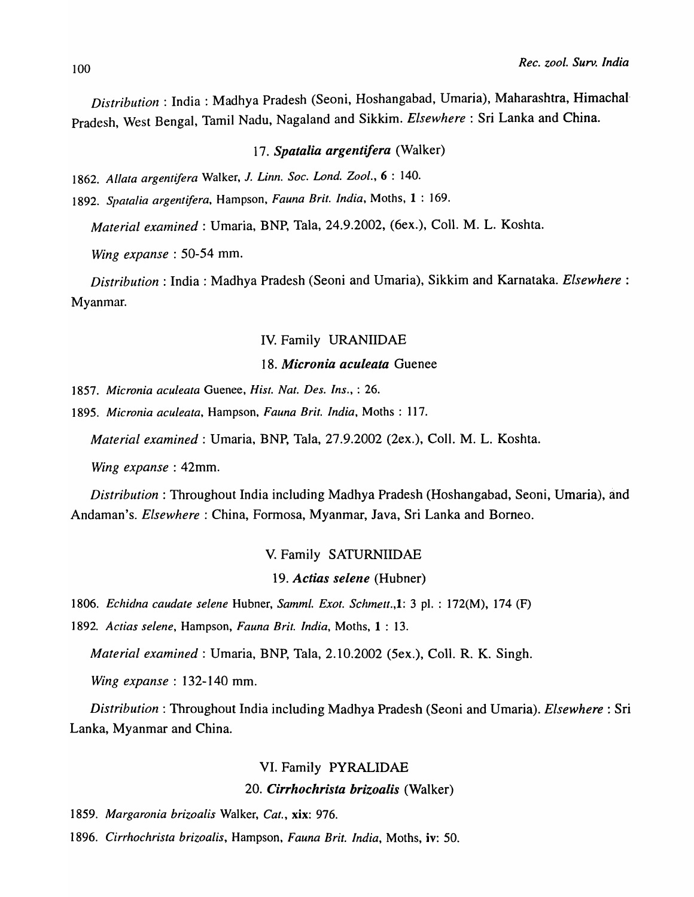*Distribution* : India : Madhya Pradesh (Seoni, Hoshangabad, Umaria), Maharashtra, Himachal Pradesh, West Bengal, Tamil Nadu, Nagaland and Sikkim. *Elsewhere* : Sri Lanka and China.

### 17. ***Spatalia argentifera*** (Walker)

1862. *Allata argentifera* Walker, *J. Linn. Soc. Lond. Zool.*, **6** : 140.

1892. *Spatalia argentifera*, Hampson, *Fauna Brit. India*, Moths, **1** : 169.

*Material examined* : Umaria, BNP, Tala, 24.9.2002, (6ex.), Coll. M. L. Koshta.

*Wing expanse* : 50-54 mm.

*Distribution* : India : Madhya Pradesh (Seoni and Umaria), Sikkim and Karnataka. *Elsewhere* : Myanmar.

## IV. Family URANIIDAE

### 18. ***Micronia aculeata*** Guenee

1857. *Micronia aculeata* Guenee, *Hist. Nat. Des. Ins.*, : 26.

1895. *Micronia aculeata*, Hampson, *Fauna Brit. India*, Moths : 117.

*Material examined* : Umaria, BNP, Tala, 27.9.2002 (2ex.), Coll. M. L. Koshta.

*Wing expanse* : 42mm.

*Distribution* : Throughout India including Madhya Pradesh (Hoshangabad, Seoni, Umaria), and Andaman's. *Elsewhere* : China, Formosa, Myanmar, Java, Sri Lanka and Borneo.

## V. Family SATURNIIDAE

### 19. ***Actias selene*** (Hubner)

1806. *Echidna caudate selene* Hubner, *Samml. Exot. Schmett.*,**1**: 3 pl. : 172(M), 174 (F)

1892. *Actias selene*, Hampson, *Fauna Brit. India*, Moths, **1** : 13.

*Material examined* : Umaria, BNP, Tala, 2.10.2002 (5ex.), Coll. R. K. Singh.

*Wing expanse* : 132-140 mm.

*Distribution* : Throughout India including Madhya Pradesh (Seoni and Umaria). *Elsewhere* : Sri Lanka, Myanmar and China.

## VI. Family PYRALIDAE

### 20. ***Cirrhochrista brizoalis*** (Walker)

1859. *Margaronia brizoalis* Walker, *Cat.*, **xix**: 976.

1896. *Cirrhochrista brizoalis*, Hampson, *Fauna Brit. India*, Moths, **iv**: 50.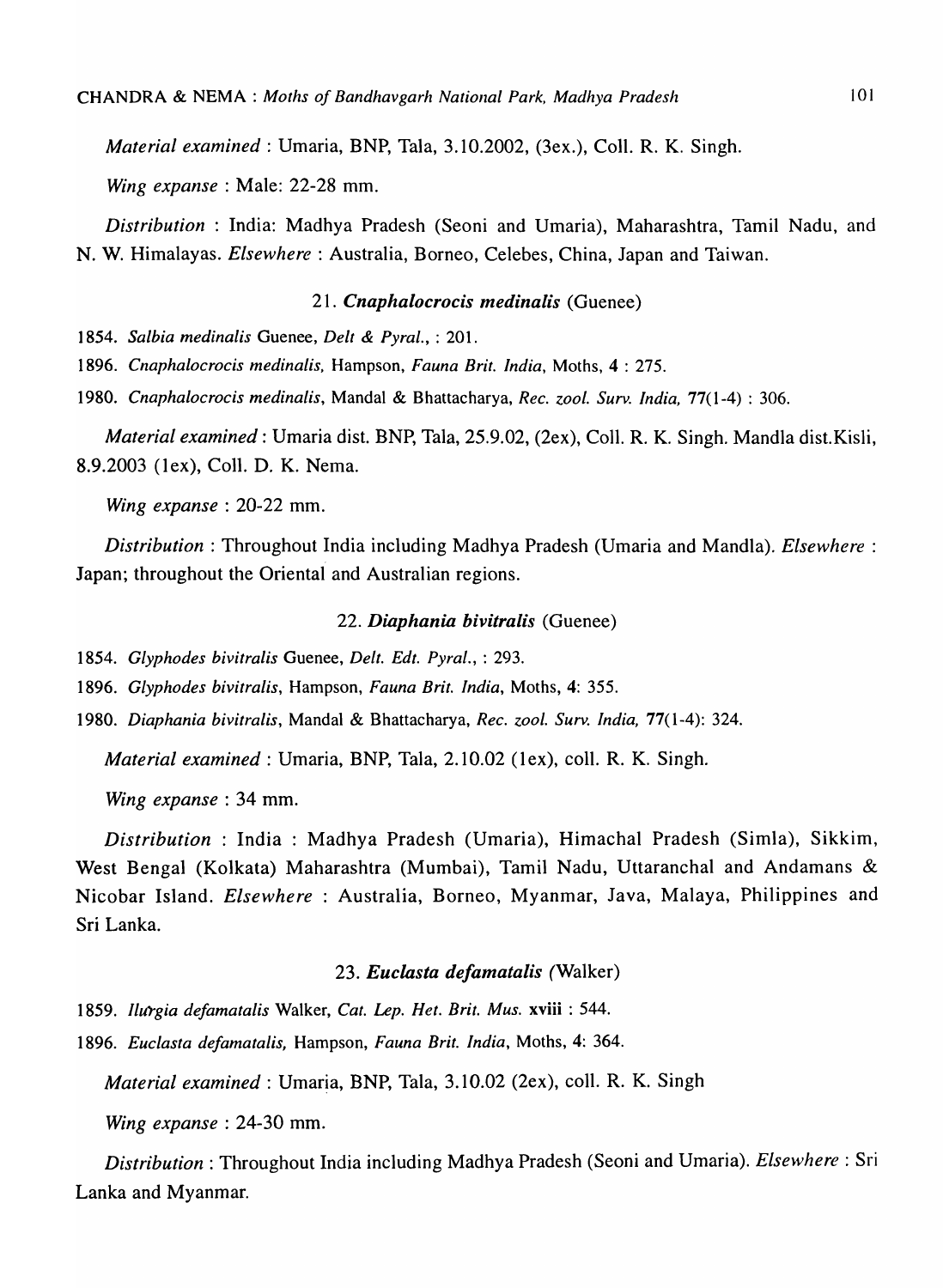*Material examined* : Umaria, BNP, Tala, 3.10.2002, (3ex.), Coll. R. K. Singh.

*Wing expanse* : Male: 22-28 mm.

*Distribution* : India: Madhya Pradesh (Seoni and Umaria), Maharashtra, Tamil Nadu, and N. W. Himalayas. *Elsewhere* : Australia, Borneo, Celebes, China, Japan and Taiwan.

### 21. *Cnaphalocrocis medinalis* (Guenee)

1854. *Salbia medinalis* Guenee, *Delt & Pyral.*, : 201.

1896. *Cnaphalocrocis medinalis*, Hampson, *Fauna Brit. India*, Moths, **4** : 275.

1980. *Cnaphalocrocis medinalis*, Mandal & Bhattacharya, *Rec. zool. Surv. India,* **77**(1-4) : 306.

*Material examined* : Umaria dist. BNP, Tala, 25.9.02, (2ex), Coll. R. K. Singh. Mandla dist.Kisli, 8.9.2003 (1ex), Coll. D. K. Nema.

*Wing expanse* : 20-22 mm.

*Distribution* : Throughout India including Madhya Pradesh (Umaria and Mandla). *Elsewhere* : Japan; throughout the Oriental and Australian regions.

### 22. *Diaphania bivitralis* (Guenee)

1854. *Glyphodes bivitralis* Guenee, *Delt. Edt. Pyral.*, : 293.

1896. *Glyphodes bivitralis*, Hampson, *Fauna Brit. India*, Moths, **4**: 355.

1980. *Diaphania bivitralis*, Mandal & Bhattacharya, *Rec. zool. Surv. India,* **77**(1-4): 324.

*Material examined* : Umaria, BNP, Tala, 2.10.02 (1ex), coll. R. K. Singh.

*Wing expanse* : 34 mm.

*Distribution* : India : Madhya Pradesh (Umaria), Himachal Pradesh (Simla), Sikkim, West Bengal (Kolkata) Maharashtra (Mumbai), Tamil Nadu, Uttaranchal and Andamans & Nicobar Island. *Elsewhere* : Australia, Borneo, Myanmar, Java, Malaya, Philippines and Sri Lanka.

### 23. *Euclasta defamatalis* (Walker)

1859. *Ilurgia defamatalis* Walker, *Cat. Lep. Het. Brit. Mus.* **xviii** : 544.

1896. *Euclasta defamatalis,* Hampson, *Fauna Brit. India*, Moths, **4**: 364.

*Material examined* : Umaria, BNP, Tala, 3.10.02 (2ex), coll. R. K. Singh

*Wing expanse* : 24-30 mm.

*Distribution* : Throughout India including Madhya Pradesh (Seoni and Umaria). *Elsewhere* : Sri Lanka and Myanmar.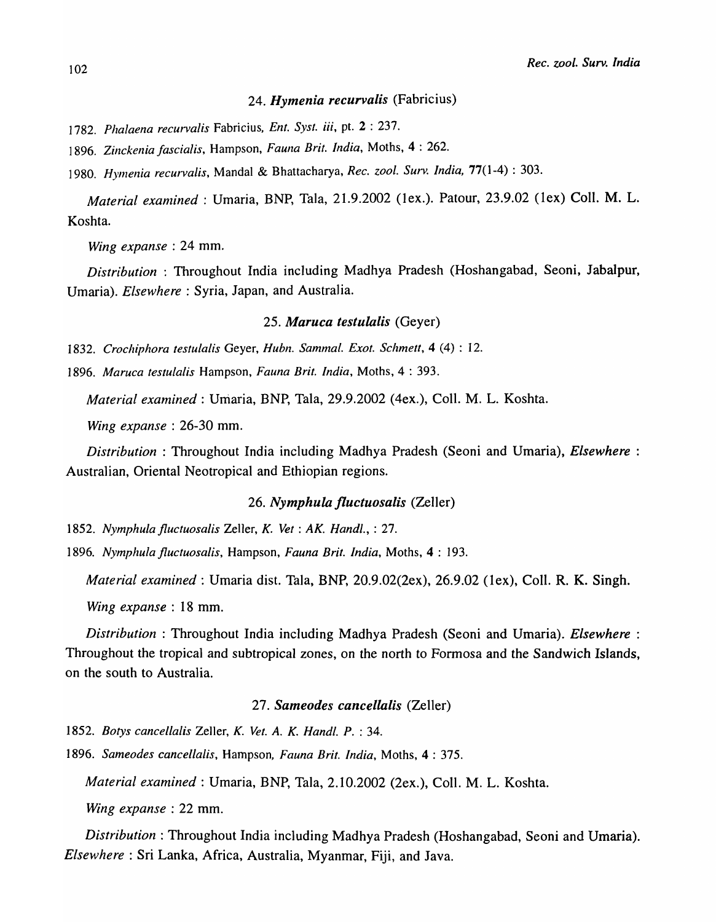### 24. *Hymenia recurvalis* (Fabricius)

1782. *Phalaena recurvalis* Fabricius, *Ent. Syst. iii*, pt. **2** : 237.

1896. *Zinckenia fascialis*, Hampson, *Fauna Brit. India*, Moths, **4** : 262.

1980. *Hymenia recurvalis*, Mandal & Bhattacharya, *Rec. zool. Surv. India*, **77**(1-4) : 303.

*Material examined* : Umaria, BNP, Tala, 21.9.2002 (1ex.). Patour, 23.9.02 (1ex) Coll. M. L. Koshta.

*Wing expanse* : 24 mm.

*Distribution* : Throughout India including Madhya Pradesh (Hoshangabad, Seoni, Jabalpur, Umaria). *Elsewhere* : Syria, Japan, and Australia.

### 25. *Maruca testulalis* (Geyer)

1832. *Crochiphora testulalis* Geyer, *Hubn. Sammal. Exot. Schmett*, **4** (4) : 12.

1896. *Maruca testulalis* Hampson, *Fauna Brit. India*, Moths, 4 : 393.

*Material examined* : Umaria, BNP, Tala, 29.9.2002 (4ex.), Coll. M. L. Koshta.

*Wing expanse* : 26-30 mm.

*Distribution* : Throughout India including Madhya Pradesh (Seoni and Umaria), *Elsewhere* : Australian, Oriental Neotropical and Ethiopian regions.

### 26. *Nymphula fluctuosalis* (Zeller)

1852. *Nymphula fluctuosalis* Zeller, *K. Vet : AK. Handl.*, : 27.

1896. *Nymphula fluctuosalis*, Hampson, *Fauna Brit. India*, Moths, **4** : 193.

*Material examined* : Umaria dist. Tala, BNP, 20.9.02(2ex), 26.9.02 (1ex), Coll. R. K. Singh.

*Wing expanse* : 18 mm.

*Distribution* : Throughout India including Madhya Pradesh (Seoni and Umaria). *Elsewhere* : Throughout the tropical and subtropical zones, on the north to Formosa and the Sandwich Islands, on the south to Australia.

### 27. *Sameodes cancellalis* (Zeller)

1852. *Botys cancellalis* Zeller, *K. Vet. A. K. Handl. P.* : 34.

1896. *Sameodes cancellalis*, Hampson, *Fauna Brit. India*, Moths, **4** : 375.

*Material examined* : Umaria, BNP, Tala, 2.10.2002 (2ex.), Coll. M. L. Koshta.

*Wing expanse* : 22 mm.

*Distribution* : Throughout India including Madhya Pradesh (Hoshangabad, Seoni and Umaria). *Elsewhere* : Sri Lanka, Africa, Australia, Myanmar, Fiji, and Java.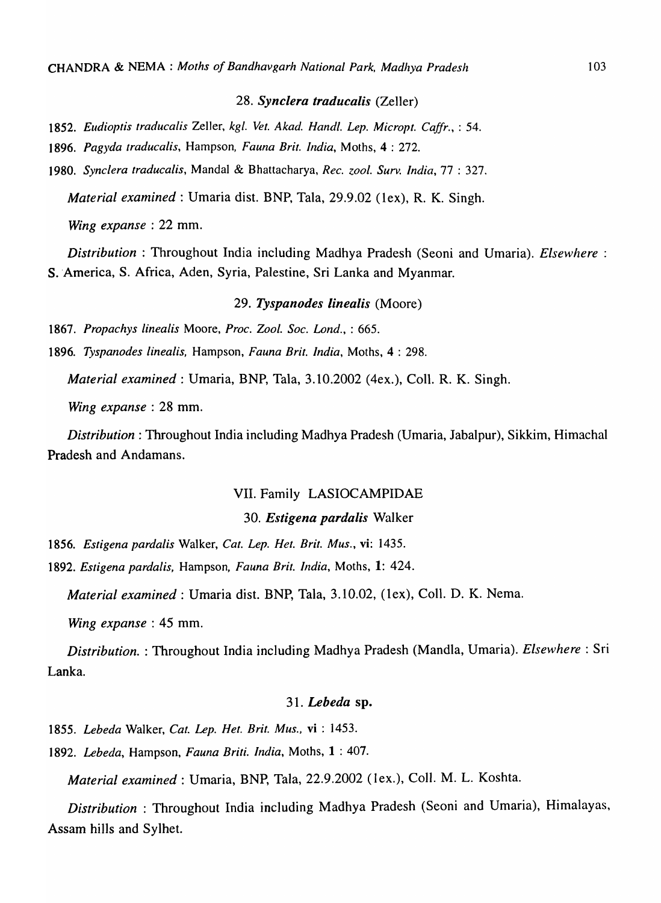### 28. *Synclera traducalis* (Zeller)

1852. *Eudioptis traducalis* Zeller, *kgl. Vet. Akad. Handl. Lep. Micropt. Caffr.*, : 54.

1896. *Pagyda traducalis*, Hampson, *Fauna Brit. India*, Moths, **4** : 272.

1980. *Synclera traducalis*, Mandal & Bhattacharya, *Rec. zool. Surv. India*, 77 : 327.

*Material examined* : Umaria dist. BNP, Tala, 29.9.02 (1ex), R. K. Singh.

*Wing expanse* : 22 mm.

*Distribution* : Throughout India including Madhya Pradesh (Seoni and Umaria). *Elsewhere* : S. America, S. Africa, Aden, Syria, Palestine, Sri Lanka and Myanmar.

### 29. *Tyspanodes linealis* (Moore)

1867. *Propachys linealis* Moore, *Proc. Zool. Soc. Lond.*, : 665.

1896. *Tyspanodes linealis*, Hampson, *Fauna Brit. India*, Moths, **4** : 298.

*Material examined* : Umaria, BNP, Tala, 3.10.2002 (4ex.), Coll. R. K. Singh.

*Wing expanse* : 28 mm.

*Distribution* : Throughout India including Madhya Pradesh (Umaria, Jabalpur), Sikkim, Himachal Pradesh and Andamans.

## VII. Family LASIOCAMPIDAE

### 30. *Estigena pardalis* Walker

1856. *Estigena pardalis* Walker, *Cat. Lep. Het. Brit. Mus.*, **vi**: 1435.

1892. *Estigena pardalis*, Hampson, *Fauna Brit. India*, Moths, **1**: 424.

*Material examined* : Umaria dist. BNP, Tala, 3.10.02, (1ex), Coll. D. K. Nema.

*Wing expanse* : 45 mm.

*Distribution.* : Throughout India including Madhya Pradesh (Mandla, Umaria). *Elsewhere* : Sri Lanka.

### 31. *Lebeda* sp.

1855. *Lebeda* Walker, *Cat. Lep. Het. Brit. Mus.*, **vi** : 1453.

1892. *Lebeda*, Hampson, *Fauna Briti. India*, Moths, **1** : 407.

*Material examined* : Umaria, BNP, Tala, 22.9.2002 (1ex.), Coll. M. L. Koshta.

*Distribution* : Throughout India including Madhya Pradesh (Seoni and Umaria), Himalayas, Assam hills and Sylhet.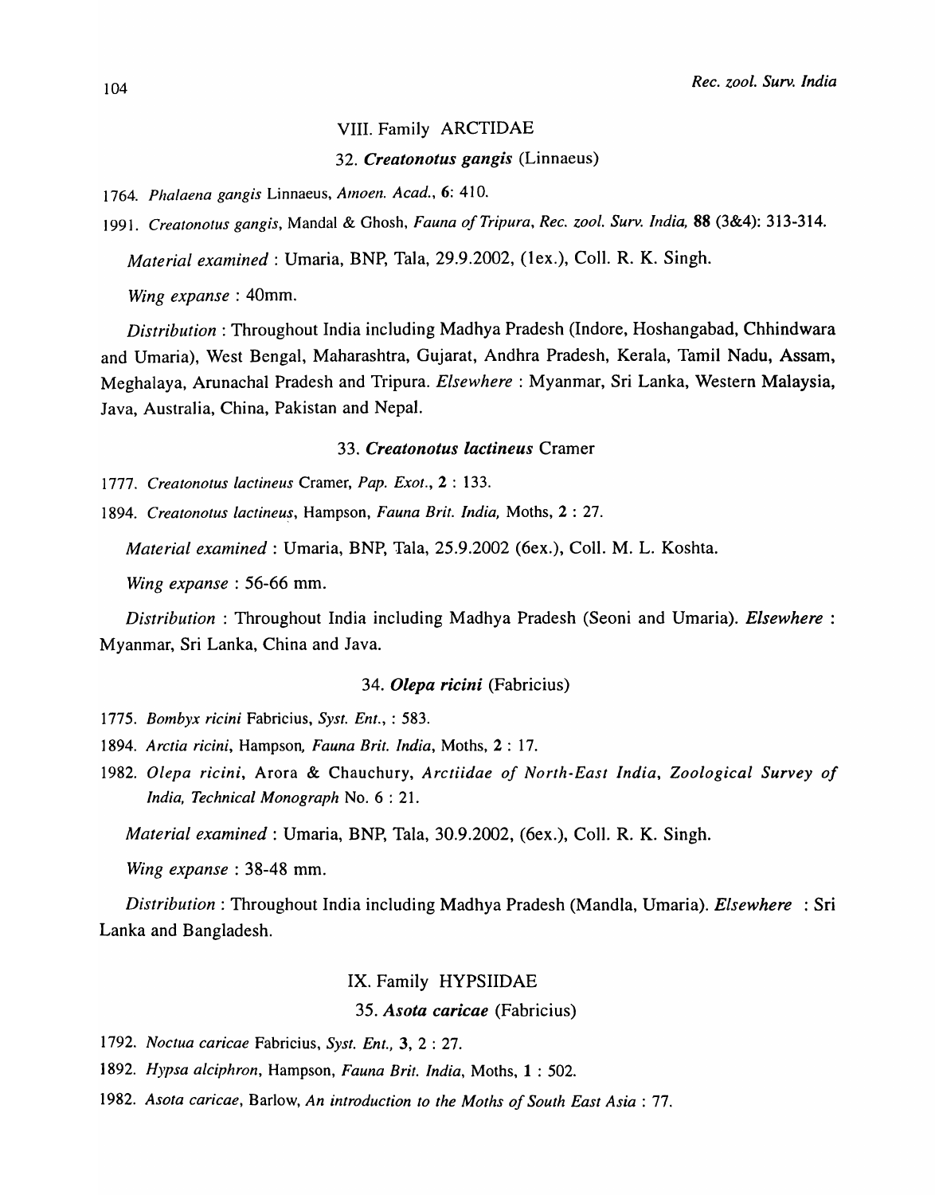## VIII. Family ARCTIDAE

### 32. *Creatonotus gangis* (Linnaeus)

1764. *Phalaena gangis* Linnaeus, *Amoen. Acad.*, **6**: 410.

1991. *Creatonotus gangis*, Mandal & Ghosh, *Fauna of Tripura, Rec. zool. Surv. India,* **88** (3&4): 313-314.

*Material examined* : Umaria, BNP, Tala, 29.9.2002, (1ex.), Coll. R. K. Singh.

*Wing expanse* : 40mm.

*Distribution* : Throughout India including Madhya Pradesh (Indore, Hoshangabad, Chhindwara and Umaria), West Bengal, Maharashtra, Gujarat, Andhra Pradesh, Kerala, Tamil Nadu, Assam, Meghalaya, Arunachal Pradesh and Tripura. *Elsewhere* : Myanmar, Sri Lanka, Western Malaysia, Java, Australia, China, Pakistan and Nepal.

### 33. *Creatonotus lactineus* Cramer

1777. *Creatonotus lactineus* Cramer, *Pap. Exot.*, **2** : 133.

1894. *Creatonotus lactineus*, Hampson, *Fauna Brit. India,* Moths, **2** : 27.

*Material examined* : Umaria, BNP, Tala, 25.9.2002 (6ex.), Coll. M. L. Koshta.

*Wing expanse* : 56-66 mm.

*Distribution* : Throughout India including Madhya Pradesh (Seoni and Umaria). *Elsewhere* : Myanmar, Sri Lanka, China and Java.

### 34. *Olepa ricini* (Fabricius)

1775. *Bombyx ricini* Fabricius, *Syst. Ent.*, : 583.

1894. *Arctia ricini*, Hampson, *Fauna Brit. India*, Moths, **2** : 17.

1982. *Olepa ricini*, Arora & Chauchury, *Arctiidae of North-East India, Zoological Survey of India, Technical Monograph* No. 6 : 21.

*Material examined* : Umaria, BNP, Tala, 30.9.2002, (6ex.), Coll. R. K. Singh.

*Wing expanse* : 38-48 mm.

*Distribution* : Throughout India including Madhya Pradesh (Mandla, Umaria). *Elsewhere* : Sri Lanka and Bangladesh.

## IX. Family HYPSIIDAE

### 35. *Asota caricae* (Fabricius)

1792. *Noctua caricae* Fabricius, *Syst. Ent.,* **3**, 2 : 27.

1892. *Hypsa alciphron*, Hampson, *Fauna Brit. India*, Moths, **1** : 502.

1982. *Asota caricae*, Barlow, *An introduction to the Moths of South East Asia* : 77.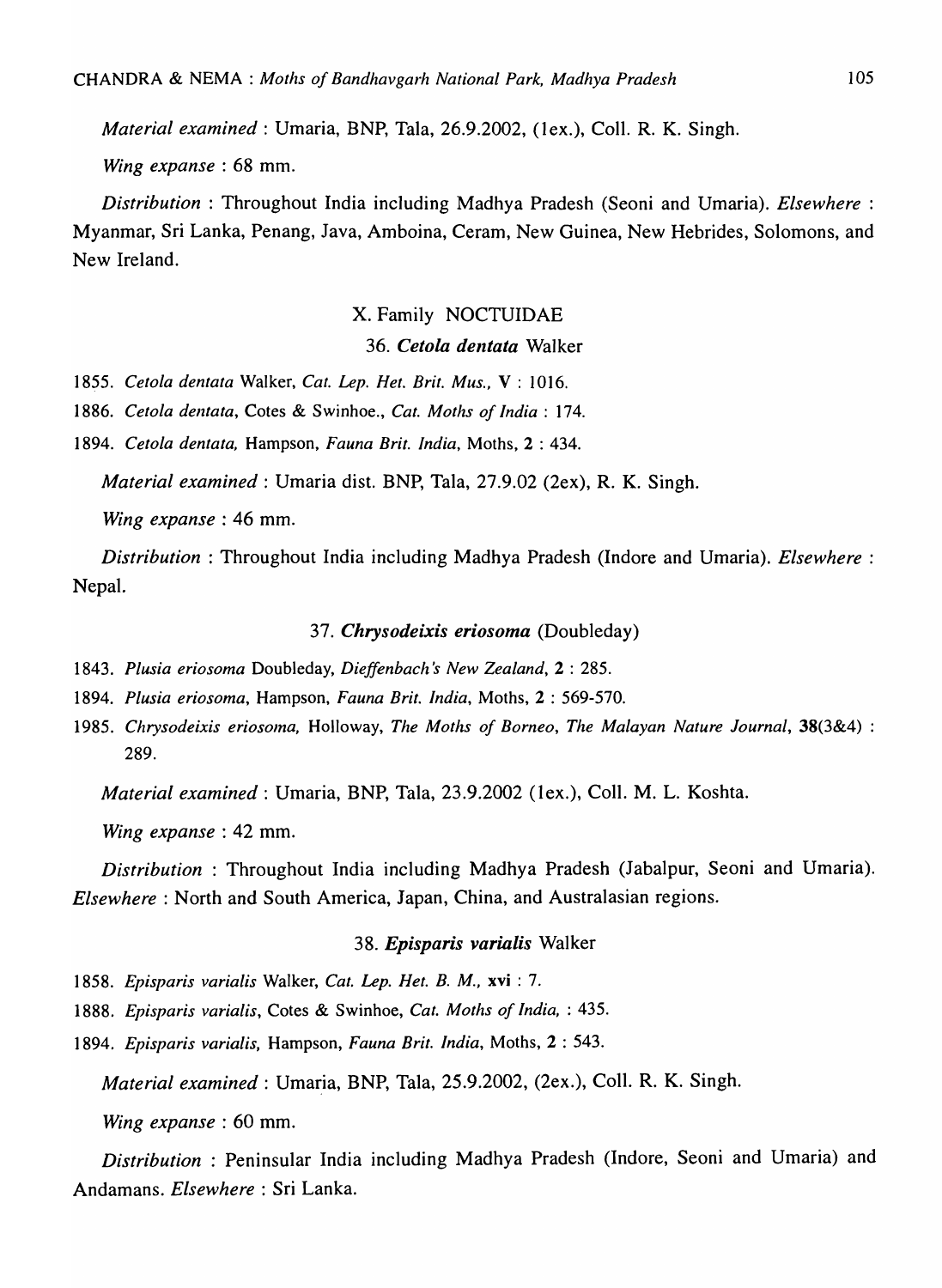*Material examined* : Umaria, BNP, Tala, 26.9.2002, (1ex.), Coll. R. K. Singh.

*Wing expanse* : 68 mm.

*Distribution* : Throughout India including Madhya Pradesh (Seoni and Umaria). *Elsewhere* : Myanmar, Sri Lanka, Penang, Java, Amboina, Ceram, New Guinea, New Hebrides, Solomons, and New Ireland.

## X. Family NOCTUIDAE

### 36. *Cetola dentata* Walker

1855. *Cetola dentata* Walker, *Cat. Lep. Het. Brit. Mus.*, **V** : 1016.

1886. *Cetola dentata*, Cotes & Swinhoe., *Cat. Moths of India* : 174.

1894. *Cetola dentata,* Hampson, *Fauna Brit. India*, Moths, **2** : 434.

*Material examined* : Umaria dist. BNP, Tala, 27.9.02 (2ex), R. K. Singh.

*Wing expanse* : 46 mm.

*Distribution* : Throughout India including Madhya Pradesh (Indore and Umaria). *Elsewhere* : Nepal.

### 37. *Chrysodeixis eriosoma* (Doubleday)

1843. *Plusia eriosoma* Doubleday, *Dieffenbach's New Zealand*, **2** : 285.

1894. *Plusia eriosoma*, Hampson, *Fauna Brit. India*, Moths, **2** : 569-570.

1985. *Chrysodeixis eriosoma,* Holloway, *The Moths of Borneo*, *The Malayan Nature Journal*, **38**(3&4) : 289.

*Material examined* : Umaria, BNP, Tala, 23.9.2002 (1ex.), Coll. M. L. Koshta.

*Wing expanse* : 42 mm.

*Distribution* : Throughout India including Madhya Pradesh (Jabalpur, Seoni and Umaria). *Elsewhere* : North and South America, Japan, China, and Australasian regions.

### 38. *Episparis varialis* Walker

1858. *Episparis varialis* Walker, *Cat. Lep. Het. B. M.*, **xvi** : 7.

1888. *Episparis varialis*, Cotes & Swinhoe, *Cat. Moths of India*, : 435.

1894. *Episparis varialis,* Hampson, *Fauna Brit. India*, Moths, **2** : 543.

*Material examined* : Umaria, BNP, Tala, 25.9.2002, (2ex.), Coll. R. K. Singh.

*Wing expanse* : 60 mm.

*Distribution* : Peninsular India including Madhya Pradesh (Indore, Seoni and Umaria) and Andamans. *Elsewhere* : Sri Lanka.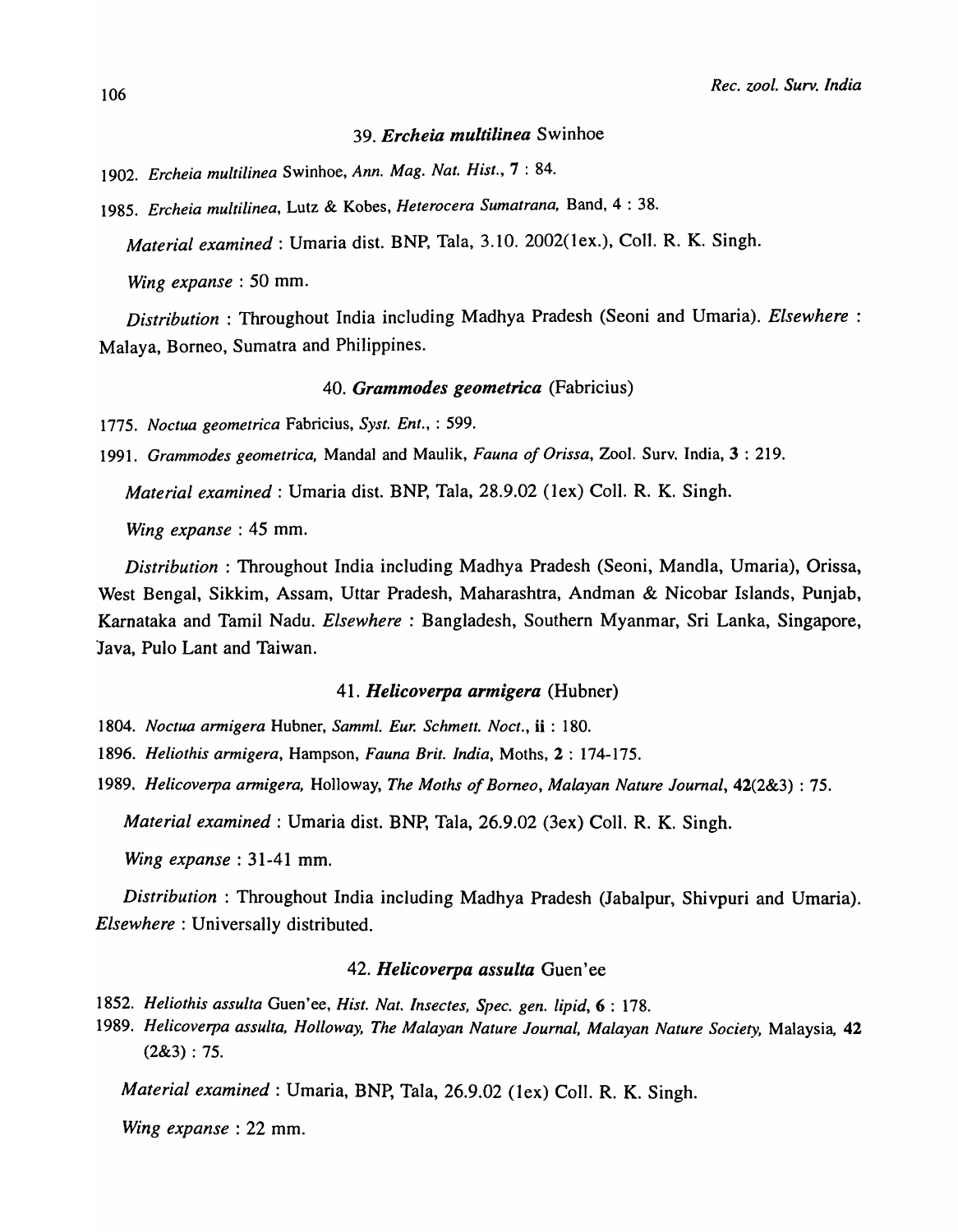### 39. *Ercheia multilinea* Swinhoe

1902. *Ercheia multilinea* Swinhoe, *Ann. Mag. Nat. Hist.*, **7** : 84.

1985. *Ercheia multilinea*, Lutz & Kobes, *Heterocera Sumatrana*, Band, 4 : 38.

*Material examined* : Umaria dist. BNP, Tala, 3.10. 2002(1ex.), Coll. R. K. Singh.

*Wing expanse* : 50 mm.

*Distribution* : Throughout India including Madhya Pradesh (Seoni and Umaria). *Elsewhere* : Malaya, Borneo, Sumatra and Philippines.

### 40. *Grammodes geometrica* (Fabricius)

1775. *Noctua geometrica* Fabricius, *Syst. Ent.*, : 599.

1991. *Grammodes geometrica*, Mandal and Maulik, *Fauna of Orissa*, Zool. Surv. India, **3** : 219.

*Material examined* : Umaria dist. BNP, Tala, 28.9.02 (1ex) Coll. R. K. Singh.

*Wing expanse* : 45 mm.

*Distribution* : Throughout India including Madhya Pradesh (Seoni, Mandla, Umaria), Orissa, West Bengal, Sikkim, Assam, Uttar Pradesh, Maharashtra, Andman & Nicobar Islands, Punjab, Karnataka and Tamil Nadu. *Elsewhere* : Bangladesh, Southern Myanmar, Sri Lanka, Singapore, Java, Pulo Lant and Taiwan.

### 41. *Helicoverpa armigera* (Hubner)

1804. *Noctua armigera* Hubner, *Samml. Eur. Schmett. Noct.*, **ii** : 180.

1896. *Heliothis armigera*, Hampson, *Fauna Brit. India*, Moths, **2** : 174-175.

1989. *Helicoverpa armigera*, Holloway, *The Moths of Borneo*, *Malayan Nature Journal*, **42**(2&3) : 75.

*Material examined* : Umaria dist. BNP, Tala, 26.9.02 (3ex) Coll. R. K. Singh.

*Wing expanse* : 31-41 mm.

*Distribution* : Throughout India including Madhya Pradesh (Jabalpur, Shivpuri and Umaria). *Elsewhere* : Universally distributed.

### 42. *Helicoverpa assulta* Guen'ee

1852. *Heliothis assulta* Guen'ee, *Hist. Nat. Insectes, Spec. gen. lipid*, **6** : 178.

1989. *Helicoverpa assulta, Holloway, The Malayan Nature Journal, Malayan Nature Society,* Malaysia, **42** (2&3) : 75.

*Material examined* : Umaria, BNP, Tala, 26.9.02 (1ex) Coll. R. K. Singh.

*Wing expanse* : 22 mm.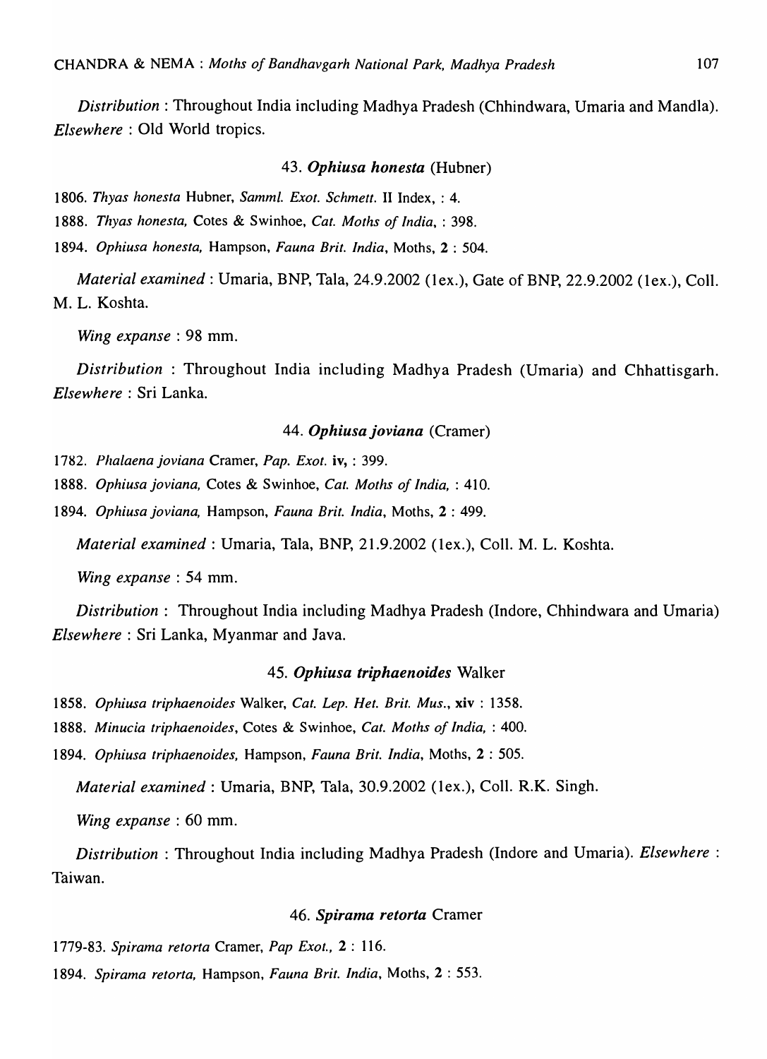*Distribution* : Throughout India including Madhya Pradesh (Chhindwara, Umaria and Mandla). *Elsewhere* : Old World tropics.

### 43. *Ophiusa honesta* (Hubner)

1806. *Thyas honesta* Hubner, *Samml. Exot. Schmett.* II Index, : 4.

1888. *Thyas honesta,* Cotes & Swinhoe, *Cat. Moths of India,* : 398.

1894. *Ophiusa honesta,* Hampson, *Fauna Brit. India*, Moths, **2** : 504.

*Material examined* : Umaria, BNP, Tala, 24.9.2002 (1ex.), Gate of BNP, 22.9.2002 (1ex.), Coll. M. L. Koshta.

*Wing expanse* : 98 mm.

*Distribution* : Throughout India including Madhya Pradesh (Umaria) and Chhattisgarh. *Elsewhere* : Sri Lanka.

### 44. *Ophiusa joviana* (Cramer)

1782. *Phalaena joviana* Cramer, *Pap. Exot.* **iv,** : 399.

1888. *Ophiusa joviana,* Cotes & Swinhoe, *Cat. Moths of India,* : 410.

1894. *Ophiusa joviana,* Hampson, *Fauna Brit. India*, Moths, **2** : 499.

*Material examined* : Umaria, Tala, BNP, 21.9.2002 (1ex.), Coll. M. L. Koshta.

*Wing expanse* : 54 mm.

*Distribution* : Throughout India including Madhya Pradesh (Indore, Chhindwara and Umaria) *Elsewhere* : Sri Lanka, Myanmar and Java.

### 45. *Ophiusa triphaenoides* Walker

1858. *Ophiusa triphaenoides* Walker, *Cat. Lep. Het. Brit. Mus.*, **xiv** : 1358.

1888. *Minucia triphaenoides*, Cotes & Swinhoe, *Cat. Moths of India,* : 400.

1894. *Ophiusa triphaenoides,* Hampson, *Fauna Brit. India*, Moths, **2** : 505.

*Material examined* : Umaria, BNP, Tala, 30.9.2002 (1ex.), Coll. R.K. Singh.

*Wing expanse* : 60 mm.

*Distribution* : Throughout India including Madhya Pradesh (Indore and Umaria). *Elsewhere* : Taiwan.

### 46. *Spirama retorta* Cramer

1779-83. *Spirama retorta* Cramer, *Pap Exot.,* **2** : 116.

1894. *Spirama retorta,* Hampson, *Fauna Brit. India*, Moths, **2** : 553.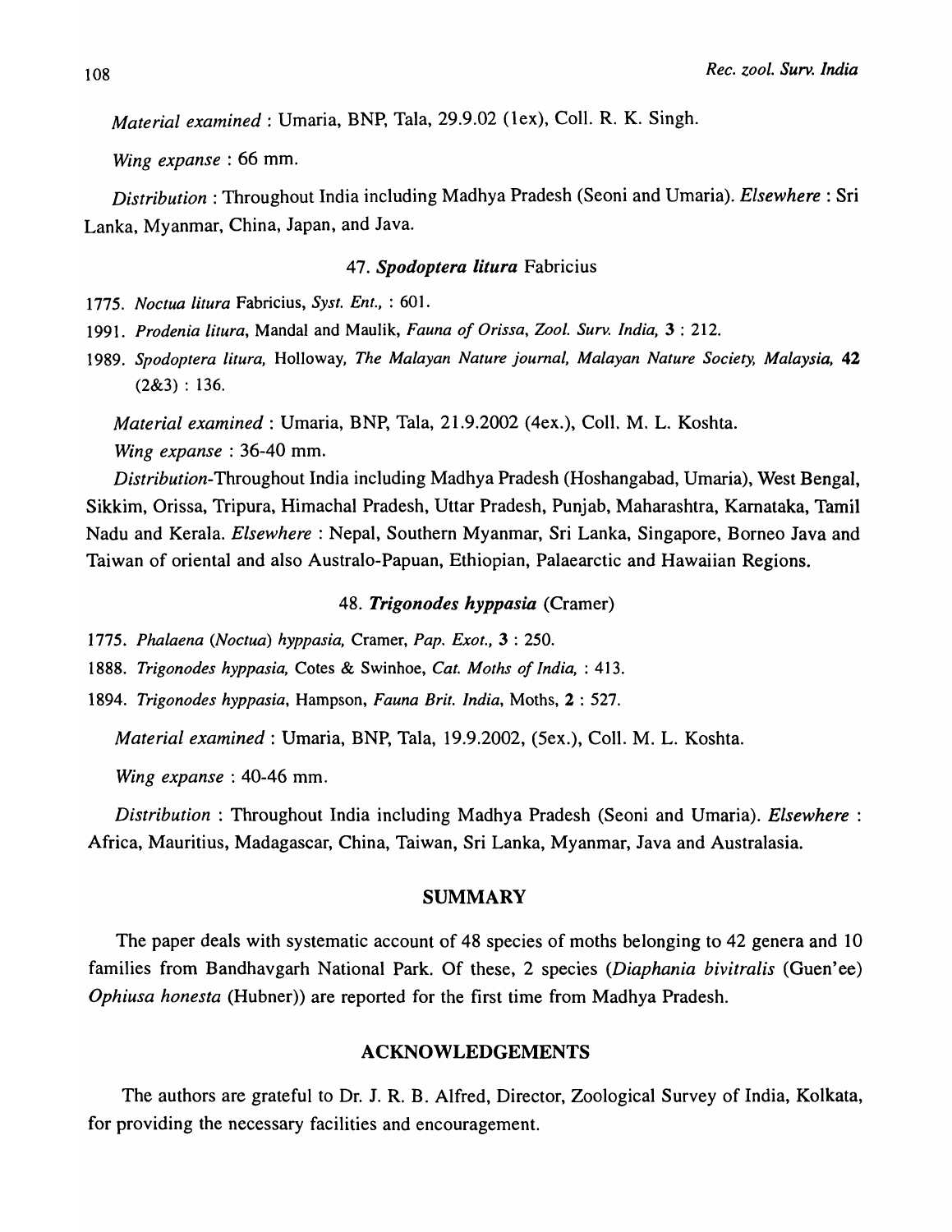*Material examined* : Umaria, BNP, Tala, 29.9.02 (1ex), Coll. R. K. Singh.

*Wing expanse* : 66 mm.

*Distribution* : Throughout India including Madhya Pradesh (Seoni and Umaria). *Elsewhere* : Sri Lanka, Myanmar, China, Japan, and Java.

### 47. ***Spodoptera litura*** Fabricius

1775. *Noctua litura* Fabricius, *Syst. Ent.,* : 601.

1991. *Prodenia litura,* Mandal and Maulik, *Fauna of Orissa, Zool. Surv. India,* **3** : 212.

1989. *Spodoptera litura,* Holloway, *The Malayan Nature journal, Malayan Nature Society, Malaysia,* **42** (2&3) : 136.

*Material examined* : Umaria, BNP, Tala, 21.9.2002 (4ex.), Coll. M. L. Koshta.

*Wing expanse* : 36-40 mm.

*Distribution*-Throughout India including Madhya Pradesh (Hoshangabad, Umaria), West Bengal, Sikkim, Orissa, Tripura, Himachal Pradesh, Uttar Pradesh, Punjab, Maharashtra, Karnataka, Tamil Nadu and Kerala. *Elsewhere* : Nepal, Southern Myanmar, Sri Lanka, Singapore, Borneo Java and Taiwan of oriental and also Australo-Papuan, Ethiopian, Palaearctic and Hawaiian Regions.

### 48. ***Trigonodes hyppasia*** (Cramer)

1775. *Phalaena (Noctua) hyppasia,* Cramer, *Pap. Exot.,* **3** : 250.

1888. *Trigonodes hyppasia,* Cotes & Swinhoe, *Cat. Moths of India,* : 413.

1894. *Trigonodes hyppasia*, Hampson, *Fauna Brit. India*, Moths, **2** : 527.

*Material examined* : Umaria, BNP, Tala, 19.9.2002, (5ex.), Coll. M. L. Koshta.

*Wing expanse* : 40-46 mm.

*Distribution* : Throughout India including Madhya Pradesh (Seoni and Umaria). *Elsewhere* : Africa, Mauritius, Madagascar, China, Taiwan, Sri Lanka, Myanmar, Java and Australasia.

## SUMMARY

The paper deals with systematic account of 48 species of moths belonging to 42 genera and 10 families from Bandhavgarh National Park. Of these, 2 species (*Diaphania bivitralis* (Guen'ee) *Ophiusa honesta* (Hubner)) are reported for the first time from Madhya Pradesh.

## ACKNOWLEDGEMENTS

The authors are grateful to Dr. J. R. B. Alfred, Director, Zoological Survey of India, Kolkata, for providing the necessary facilities and encouragement.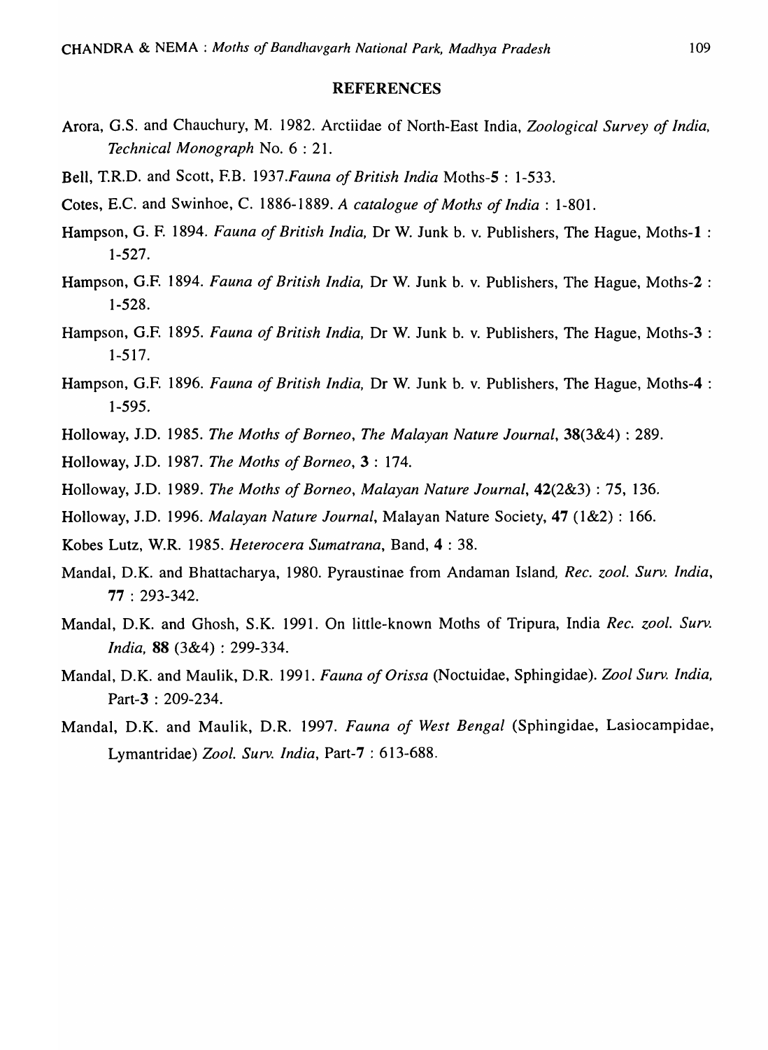## REFERENCES

Arora, G.S. and Chauchury, M. 1982. Arctiidae of North-East India, *Zoological Survey of India, Technical Monograph* No. 6 : 21.

Bell, T.R.D. and Scott, F.B. 1937.*Fauna of British India* Moths-**5** : 1-533.

Cotes, E.C. and Swinhoe, C. 1886-1889. *A catalogue of Moths of India* : 1-801.

Hampson, G. F. 1894. *Fauna of British India,* Dr W. Junk b. v. Publishers, The Hague, Moths-**1** : 1-527.

Hampson, G.F. 1894. *Fauna of British India,* Dr W. Junk b. v. Publishers, The Hague, Moths-**2** : 1-528.

Hampson, G.F. 1895. *Fauna of British India,* Dr W. Junk b. v. Publishers, The Hague, Moths-**3** : 1-517.

Hampson, G.F. 1896. *Fauna of British India,* Dr W. Junk b. v. Publishers, The Hague, Moths-**4** : 1-595.

Holloway, J.D. 1985. *The Moths of Borneo*, *The Malayan Nature Journal*, **38**(3&4) : 289.

Holloway, J.D. 1987. *The Moths of Borneo*, **3** : 174.

Holloway, J.D. 1989. *The Moths of Borneo*, *Malayan Nature Journal*, **42**(2&3) : 75, 136.

Holloway, J.D. 1996. *Malayan Nature Journal*, Malayan Nature Society, **47** (1&2) : 166.

Kobes Lutz, W.R. 1985. *Heterocera Sumatrana*, Band, **4** : 38.

Mandal, D.K. and Bhattacharya, 1980. Pyraustinae from Andaman Island, *Rec. zool. Surv. India*, **77** : 293-342.

Mandal, D.K. and Ghosh, S.K. 1991. On little-known Moths of Tripura, India *Rec. zool. Surv. India,* **88** (3&4) : 299-334.

Mandal, D.K. and Maulik, D.R. 1991. *Fauna of Orissa* (Noctuidae, Sphingidae). *Zool Surv. India,* Part-**3** : 209-234.

Mandal, D.K. and Maulik, D.R. 1997. *Fauna of West Bengal* (Sphingidae, Lasiocampidae, Lymantridae) *Zool. Surv. India*, Part-**7** : 613-688.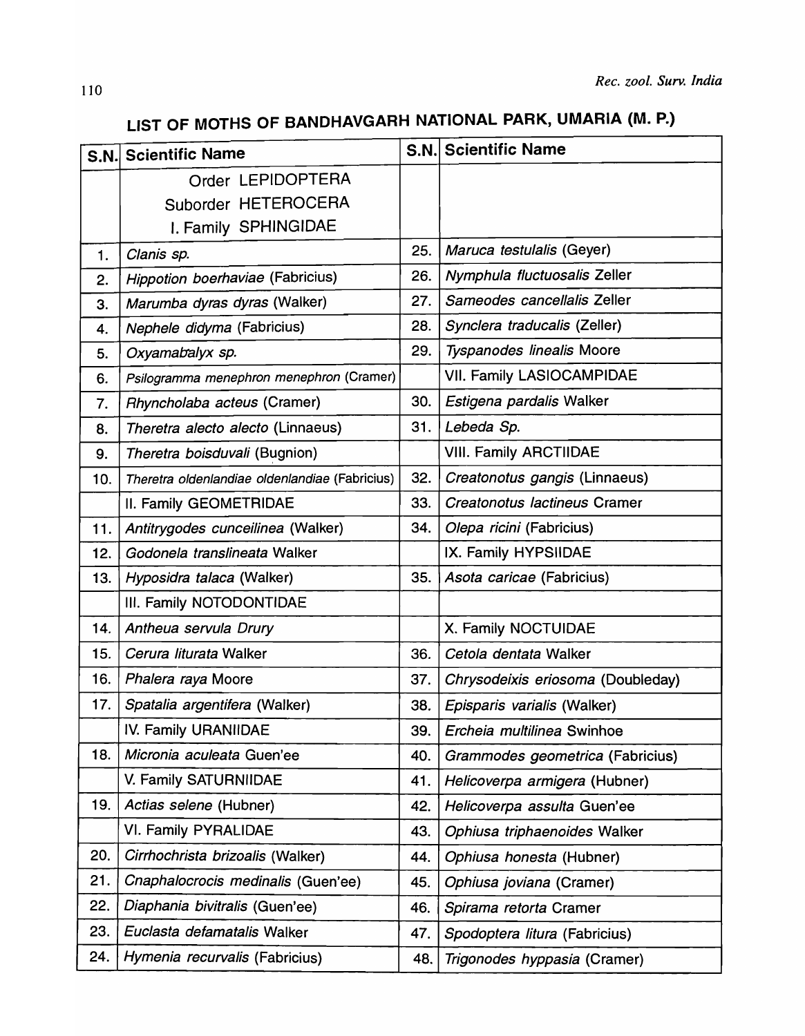## LIST OF MOTHS OF BANDHAVGARH NATIONAL PARK, UMARIA (M. P.)

| S.N. | Scientific Name | S.N. | Scientific Name |
|---|---|---|---|
| | Order LEPIDOPTERA<br>Suborder HETEROCERA<br>I. Family SPHINGIDAE | | |
| 1. | *Clanis sp.* | 25. | *Maruca testulalis* (Geyer) |
| 2. | *Hippotion boerhaviae* (Fabricius) | 26. | *Nymphula fluctuosalis* Zeller |
| 3. | *Marumba dyras dyras* (Walker) | 27. | *Sameodes cancellalis* Zeller |
| 4. | *Nephele didyma* (Fabricius) | 28. | *Synclera traducalis* (Zeller) |
| 5. | *Oxyamabalyx sp.* | 29. | *Tyspanodes linealis* Moore |
| 6. | *Psilogramma menephron menephron* (Cramer) | | VII. Family LASIOCAMPIDAE |
| 7. | *Rhyncholaba acteus* (Cramer) | 30. | *Estigena pardalis* Walker |
| 8. | *Theretra alecto alecto* (Linnaeus) | 31. | *Lebeda Sp.* |
| 9. | *Theretra boisduvali* (Bugnion) | | VIII. Family ARCTIIDAE |
| 10. | *Theretra oldenlandiae oldenlandiae* (Fabricius) | 32. | *Creatonotus gangis* (Linnaeus) |
| | II. Family GEOMETRIDAE | 33. | *Creatonotus lactineus* Cramer |
| 11. | *Antitrygodes cunceilinea* (Walker) | 34. | *Olepa ricini* (Fabricius) |
| 12. | *Godonela translineata* Walker | | IX. Family HYPSIIDAE |
| 13. | *Hyposidra talaca* (Walker) | 35. | *Asota caricae* (Fabricius) |
| | III. Family NOTODONTIDAE | | |
| 14. | *Antheua servula Drury* | | X. Family NOCTUIDAE |
| 15. | *Cerura liturata* Walker | 36. | *Cetola dentata* Walker |
| 16. | *Phalera raya* Moore | 37. | *Chrysodeixis eriosoma* (Doubleday) |
| 17. | *Spatalia argentifera* (Walker) | 38. | *Episparis varialis* (Walker) |
| | IV. Family URANIIDAE | 39. | *Ercheia multilinea* Swinhoe |
| 18. | *Micronia aculeata* Guen'ee | 40. | *Grammodes geometrica* (Fabricius) |
| | V. Family SATURNIIDAE | 41. | *Helicoverpa armigera* (Hubner) |
| 19. | *Actias selene* (Hubner) | 42. | *Helicoverpa assulta* Guen'ee |
| | VI. Family PYRALIDAE | 43. | *Ophiusa triphaenoides* Walker |
| 20. | *Cirrhochrista brizoalis* (Walker) | 44. | *Ophiusa honesta* (Hubner) |
| 21. | *Cnaphalocrocis medinalis* (Guen'ee) | 45. | *Ophiusa joviana* (Cramer) |
| 22. | *Diaphania bivitralis* (Guen'ee) | 46. | *Spirama retorta* Cramer |
| 23. | *Euclasta defamatalis* Walker | 47. | *Spodoptera litura* (Fabricius) |
| 24. | *Hymenia recurvalis* (Fabricius) | 48. | *Trigonodes hyppasia* (Cramer) |